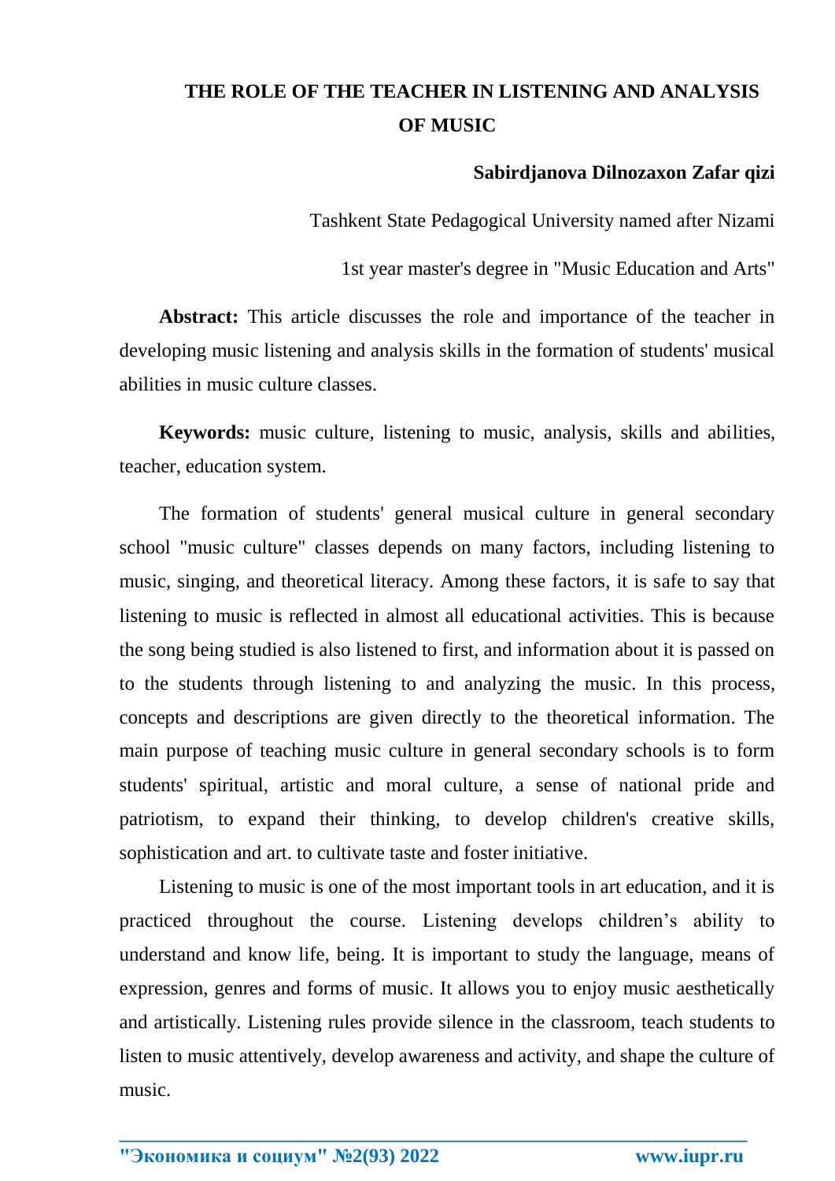# THE ROLE OF THE TEACHER IN LISTENING AND ANALYSIS OF MUSIC

**Sabirdjanova Dilnozaxon Zafar qizi**

Tashkent State Pedagogical University named after Nizami

1st year master's degree in "Music Education and Arts"

**Abstract:** This article discusses the role and importance of the teacher in developing music listening and analysis skills in the formation of students' musical abilities in music culture classes.

**Keywords:** music culture, listening to music, analysis, skills and abilities, teacher, education system.

The formation of students' general musical culture in general secondary school "music culture" classes depends on many factors, including listening to music, singing, and theoretical literacy. Among these factors, it is safe to say that listening to music is reflected in almost all educational activities. This is because the song being studied is also listened to first, and information about it is passed on to the students through listening to and analyzing the music. In this process, concepts and descriptions are given directly to the theoretical information. The main purpose of teaching music culture in general secondary schools is to form students' spiritual, artistic and moral culture, a sense of national pride and patriotism, to expand their thinking, to develop children's creative skills, sophistication and art. to cultivate taste and foster initiative.

Listening to music is one of the most important tools in art education, and it is practiced throughout the course. Listening develops children's ability to understand and know life, being. It is important to study the language, means of expression, genres and forms of music. It allows you to enjoy music aesthetically and artistically. Listening rules provide silence in the classroom, teach students to listen to music attentively, develop awareness and activity, and shape the culture of music.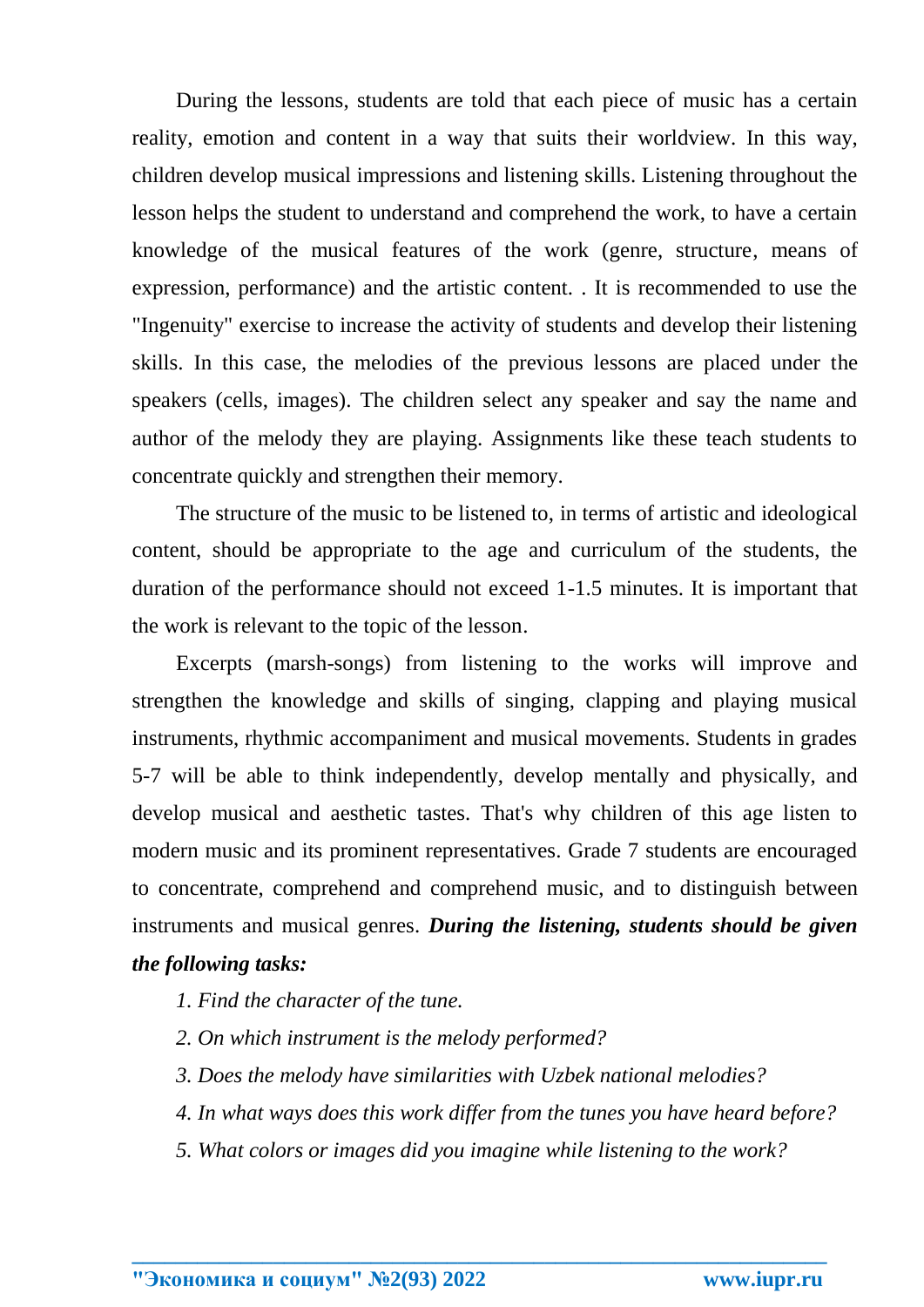During the lessons, students are told that each piece of music has a certain reality, emotion and content in a way that suits their worldview. In this way, children develop musical impressions and listening skills. Listening throughout the lesson helps the student to understand and comprehend the work, to have a certain knowledge of the musical features of the work (genre, structure, means of expression, performance) and the artistic content. . It is recommended to use the "Ingenuity" exercise to increase the activity of students and develop their listening skills. In this case, the melodies of the previous lessons are placed under the speakers (cells, images). The children select any speaker and say the name and author of the melody they are playing. Assignments like these teach students to concentrate quickly and strengthen their memory.

The structure of the music to be listened to, in terms of artistic and ideological content, should be appropriate to the age and curriculum of the students, the duration of the performance should not exceed 1-1.5 minutes. It is important that the work is relevant to the topic of the lesson.

Excerpts (marsh-songs) from listening to the works will improve and strengthen the knowledge and skills of singing, clapping and playing musical instruments, rhythmic accompaniment and musical movements. Students in grades 5-7 will be able to think independently, develop mentally and physically, and develop musical and aesthetic tastes. That's why children of this age listen to modern music and its prominent representatives. Grade 7 students are encouraged to concentrate, comprehend and comprehend music, and to distinguish between instruments and musical genres. ***During the listening, students should be given the following tasks:***

*1. Find the character of the tune.*

*2. On which instrument is the melody performed?*

*3. Does the melody have similarities with Uzbek national melodies?*

*4. In what ways does this work differ from the tunes you have heard before?*

*5. What colors or images did you imagine while listening to the work?*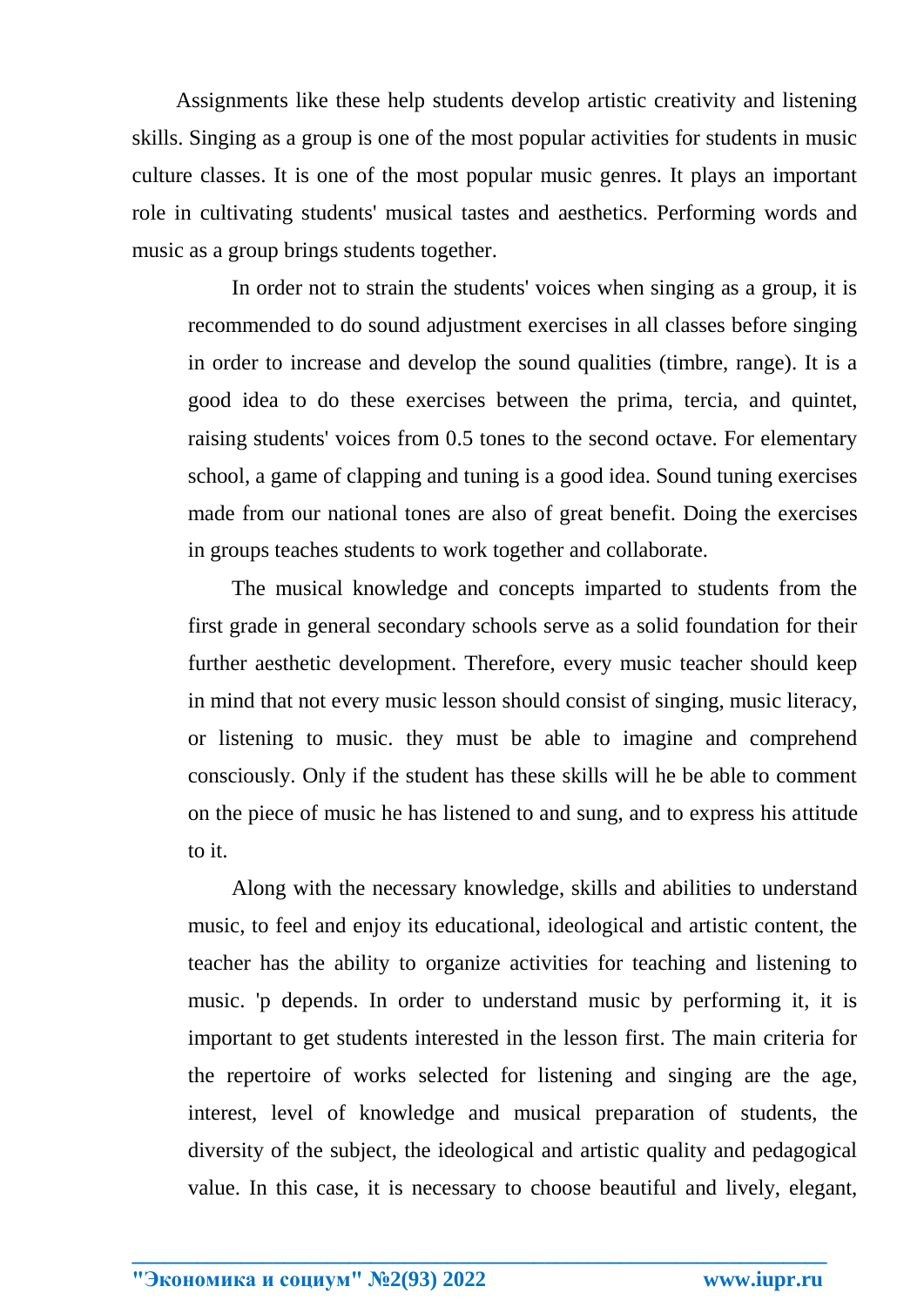Assignments like these help students develop artistic creativity and listening skills. Singing as a group is one of the most popular activities for students in music culture classes. It is one of the most popular music genres. It plays an important role in cultivating students' musical tastes and aesthetics. Performing words and music as a group brings students together.

In order not to strain the students' voices when singing as a group, it is recommended to do sound adjustment exercises in all classes before singing in order to increase and develop the sound qualities (timbre, range). It is a good idea to do these exercises between the prima, tercia, and quintet, raising students' voices from 0.5 tones to the second octave. For elementary school, a game of clapping and tuning is a good idea. Sound tuning exercises made from our national tones are also of great benefit. Doing the exercises in groups teaches students to work together and collaborate.

The musical knowledge and concepts imparted to students from the first grade in general secondary schools serve as a solid foundation for their further aesthetic development. Therefore, every music teacher should keep in mind that not every music lesson should consist of singing, music literacy, or listening to music. they must be able to imagine and comprehend consciously. Only if the student has these skills will he be able to comment on the piece of music he has listened to and sung, and to express his attitude to it.

Along with the necessary knowledge, skills and abilities to understand music, to feel and enjoy its educational, ideological and artistic content, the teacher has the ability to organize activities for teaching and listening to music. 'p depends. In order to understand music by performing it, it is important to get students interested in the lesson first. The main criteria for the repertoire of works selected for listening and singing are the age, interest, level of knowledge and musical preparation of students, the diversity of the subject, the ideological and artistic quality and pedagogical value. In this case, it is necessary to choose beautiful and lively, elegant,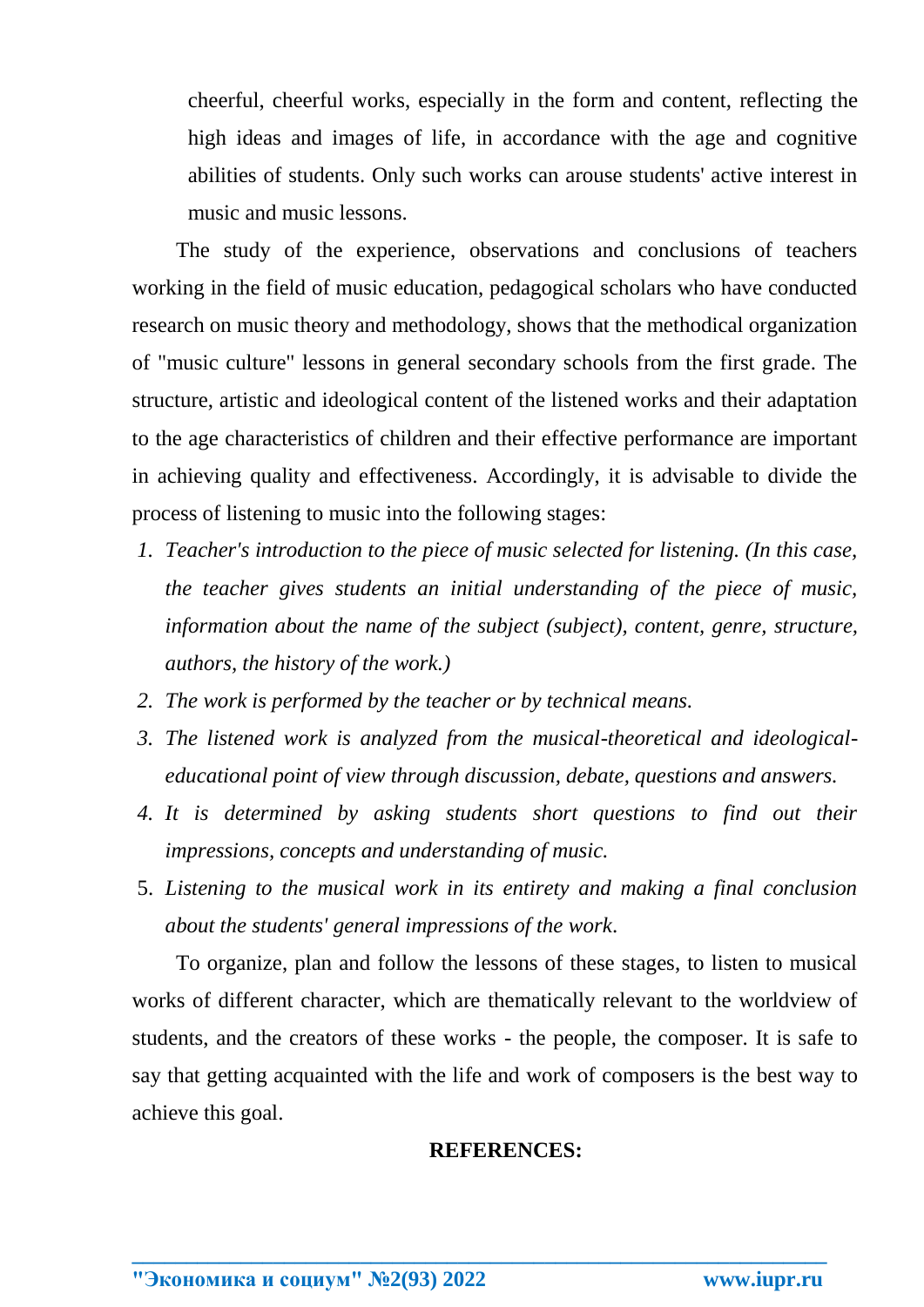cheerful, cheerful works, especially in the form and content, reflecting the high ideas and images of life, in accordance with the age and cognitive abilities of students. Only such works can arouse students' active interest in music and music lessons.

The study of the experience, observations and conclusions of teachers working in the field of music education, pedagogical scholars who have conducted research on music theory and methodology, shows that the methodical organization of "music culture" lessons in general secondary schools from the first grade. The structure, artistic and ideological content of the listened works and their adaptation to the age characteristics of children and their effective performance are important in achieving quality and effectiveness. Accordingly, it is advisable to divide the process of listening to music into the following stages:

1. *Teacher's introduction to the piece of music selected for listening. (In this case, the teacher gives students an initial understanding of the piece of music, information about the name of the subject (subject), content, genre, structure, authors, the history of the work.)*
2. *The work is performed by the teacher or by technical means.*
3. *The listened work is analyzed from the musical-theoretical and ideological-educational point of view through discussion, debate, questions and answers.*
4. *It is determined by asking students short questions to find out their impressions, concepts and understanding of music.*
5. *Listening to the musical work in its entirety and making a final conclusion about the students' general impressions of the work.*

To organize, plan and follow the lessons of these stages, to listen to musical works of different character, which are thematically relevant to the worldview of students, and the creators of these works - the people, the composer. It is safe to say that getting acquainted with the life and work of composers is the best way to achieve this goal.

**REFERENCES:**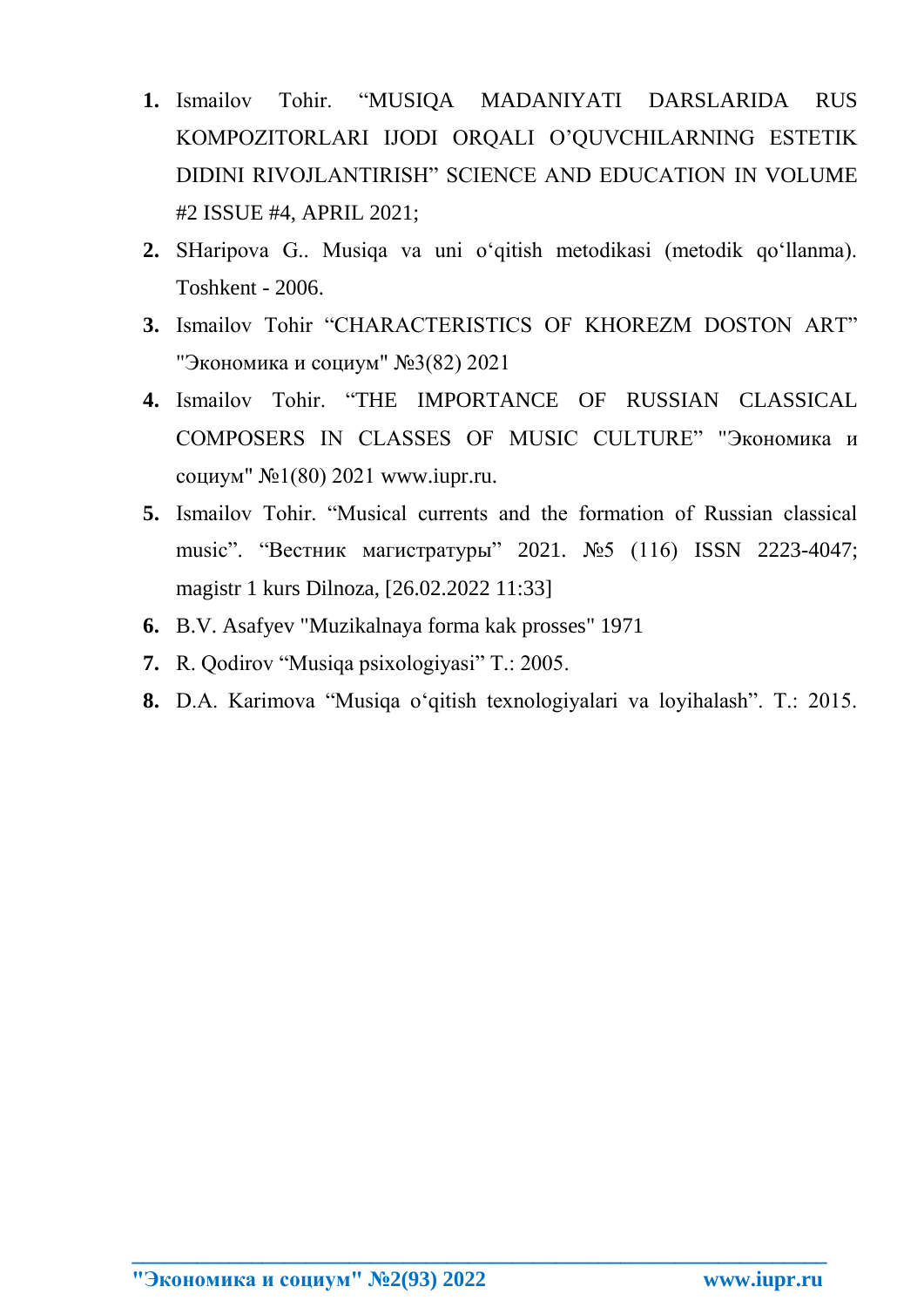1. Ismailov Tohir. “MUSIQA MADANIYATI DARSLARIDA RUS KOMPOZITORLARI IJODI ORQALI O’QUVCHILARNING ESTETIK DIDINI RIVOJLANTIRISH” SCIENCE AND EDUCATION IN VOLUME #2 ISSUE #4, APRIL 2021;
2. SHaripova G.. Musiqa va uni o‘qitish metodikasi (metodik qo‘llanma). Toshkent - 2006.
3. Ismailov Tohir “CHARACTERISTICS OF KHOREZM DOSTON ART” "Экономика и социум" №3(82) 2021
4. Ismailov Tohir. “THE IMPORTANCE OF RUSSIAN CLASSICAL COMPOSERS IN CLASSES OF MUSIC CULTURE” "Экономика и социум" №1(80) 2021 www.iupr.ru.
5. Ismailov Tohir. “Musical currents and the formation of Russian classical music”. “Вестник магистратуры” 2021. №5 (116) ISSN 2223-4047; magistr 1 kurs Dilnoza, [26.02.2022 11:33]
6. B.V. Asafyev "Muzikalnaya forma kak prosses" 1971
7. R. Qodirov “Musiqa psixologiyasi” T.: 2005.
8. D.A. Karimova “Musiqa o‘qitish texnologiyalari va loyihalash”. T.: 2015.